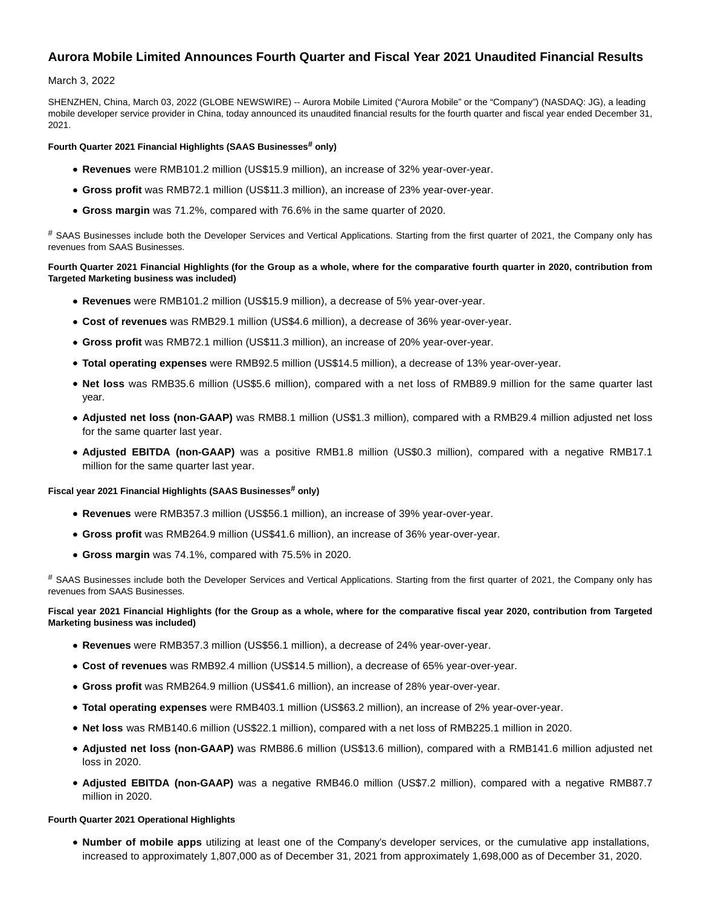# Aurora Mobile Limited Announces Fourth Quarter and Fiscal Year 2021 Unaudited Financial Results

March 3, 2022

SHENZHEN, China, March 03, 2022 (GLOBE NEWSWIRE) -- Aurora Mobile Limited ("Aurora Mobile" or the "Company") (NASDAQ: JG), a leading mobile developer service provider in China, today announced its unaudited financial results for the fourth quarter and fiscal year ended December 31, 2021.

**Fourth Quarter 2021 Financial Highlights (SAAS Businesses# only)**

- **Revenues** were RMB101.2 million (US$15.9 million), an increase of 32% year-over-year.
- **Gross profit** was RMB72.1 million (US$11.3 million), an increase of 23% year-over-year.
- **Gross margin** was 71.2%, compared with 76.6% in the same quarter of 2020.

# SAAS Businesses include both the Developer Services and Vertical Applications. Starting from the first quarter of 2021, the Company only has revenues from SAAS Businesses.

**Fourth Quarter 2021 Financial Highlights (for the Group as a whole, where for the comparative fourth quarter in 2020, contribution from Targeted Marketing business was included)**

- **Revenues** were RMB101.2 million (US$15.9 million), a decrease of 5% year-over-year.
- **Cost of revenues** was RMB29.1 million (US$4.6 million), a decrease of 36% year-over-year.
- **Gross profit** was RMB72.1 million (US$11.3 million), an increase of 20% year-over-year.
- **Total operating expenses** were RMB92.5 million (US$14.5 million), a decrease of 13% year-over-year.
- **Net loss** was RMB35.6 million (US$5.6 million), compared with a net loss of RMB89.9 million for the same quarter last year.
- **Adjusted net loss (non-GAAP)** was RMB8.1 million (US$1.3 million), compared with a RMB29.4 million adjusted net loss for the same quarter last year.
- **Adjusted EBITDA (non-GAAP)** was a positive RMB1.8 million (US$0.3 million), compared with a negative RMB17.1 million for the same quarter last year.

**Fiscal year 2021 Financial Highlights (SAAS Businesses# only)**

- **Revenues** were RMB357.3 million (US$56.1 million), an increase of 39% year-over-year.
- **Gross profit** was RMB264.9 million (US$41.6 million), an increase of 36% year-over-year.
- **Gross margin** was 74.1%, compared with 75.5% in 2020.

# SAAS Businesses include both the Developer Services and Vertical Applications. Starting from the first quarter of 2021, the Company only has revenues from SAAS Businesses.

**Fiscal year 2021 Financial Highlights (for the Group as a whole, where for the comparative fiscal year 2020, contribution from Targeted Marketing business was included)**

- **Revenues** were RMB357.3 million (US$56.1 million), a decrease of 24% year-over-year.
- **Cost of revenues** was RMB92.4 million (US$14.5 million), a decrease of 65% year-over-year.
- **Gross profit** was RMB264.9 million (US$41.6 million), an increase of 28% year-over-year.
- **Total operating expenses** were RMB403.1 million (US$63.2 million), an increase of 2% year-over-year.
- **Net loss** was RMB140.6 million (US$22.1 million), compared with a net loss of RMB225.1 million in 2020.
- **Adjusted net loss (non-GAAP)** was RMB86.6 million (US$13.6 million), compared with a RMB141.6 million adjusted net loss in 2020.
- **Adjusted EBITDA (non-GAAP)** was a negative RMB46.0 million (US$7.2 million), compared with a negative RMB87.7 million in 2020.

**Fourth Quarter 2021 Operational Highlights**

- **Number of mobile apps** utilizing at least one of the Company's developer services, or the cumulative app installations, increased to approximately 1,807,000 as of December 31, 2021 from approximately 1,698,000 as of December 31, 2020.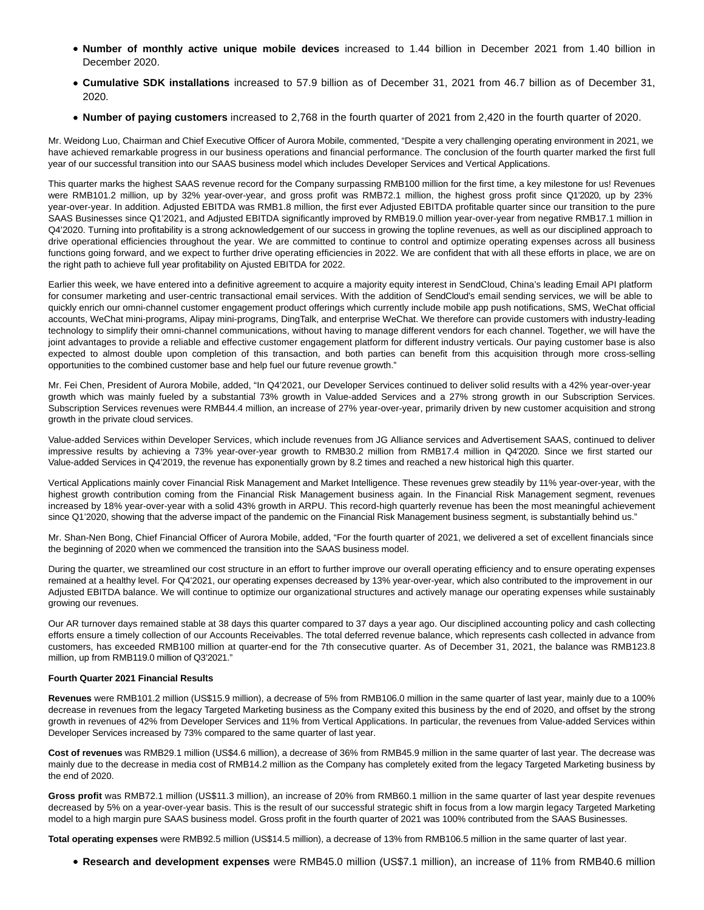- **Number of monthly active unique mobile devices** increased to 1.44 billion in December 2021 from 1.40 billion in December 2020.
- **Cumulative SDK installations** increased to 57.9 billion as of December 31, 2021 from 46.7 billion as of December 31, 2020.
- **Number of paying customers** increased to 2,768 in the fourth quarter of 2021 from 2,420 in the fourth quarter of 2020.

Mr. Weidong Luo, Chairman and Chief Executive Officer of Aurora Mobile, commented, "Despite a very challenging operating environment in 2021, we have achieved remarkable progress in our business operations and financial performance. The conclusion of the fourth quarter marked the first full year of our successful transition into our SAAS business model which includes Developer Services and Vertical Applications.

This quarter marks the highest SAAS revenue record for the Company surpassing RMB100 million for the first time, a key milestone for us! Revenues were RMB101.2 million, up by 32% year-over-year, and gross profit was RMB72.1 million, the highest gross profit since Q1'2020, up by 23% year-over-year. In addition. Adjusted EBITDA was RMB1.8 million, the first ever Adjusted EBITDA profitable quarter since our transition to the pure SAAS Businesses since Q1'2021, and Adjusted EBITDA significantly improved by RMB19.0 million year-over-year from negative RMB17.1 million in Q4'2020. Turning into profitability is a strong acknowledgement of our success in growing the topline revenues, as well as our disciplined approach to drive operational efficiencies throughout the year. We are committed to continue to control and optimize operating expenses across all business functions going forward, and we expect to further drive operating efficiencies in 2022. We are confident that with all these efforts in place, we are on the right path to achieve full year profitability on Ajusted EBITDA for 2022.

Earlier this week, we have entered into a definitive agreement to acquire a majority equity interest in SendCloud, China's leading Email API platform for consumer marketing and user-centric transactional email services. With the addition of SendCloud's email sending services, we will be able to quickly enrich our omni-channel customer engagement product offerings which currently include mobile app push notifications, SMS, WeChat official accounts, WeChat mini-programs, Alipay mini-programs, DingTalk, and enterprise WeChat. We therefore can provide customers with industry-leading technology to simplify their omni-channel communications, without having to manage different vendors for each channel. Together, we will have the joint advantages to provide a reliable and effective customer engagement platform for different industry verticals. Our paying customer base is also expected to almost double upon completion of this transaction, and both parties can benefit from this acquisition through more cross-selling opportunities to the combined customer base and help fuel our future revenue growth."

Mr. Fei Chen, President of Aurora Mobile, added, "In Q4'2021, our Developer Services continued to deliver solid results with a 42% year-over-year growth which was mainly fueled by a substantial 73% growth in Value-added Services and a 27% strong growth in our Subscription Services. Subscription Services revenues were RMB44.4 million, an increase of 27% year-over-year, primarily driven by new customer acquisition and strong growth in the private cloud services.

Value-added Services within Developer Services, which include revenues from JG Alliance services and Advertisement SAAS, continued to deliver impressive results by achieving a 73% year-over-year growth to RMB30.2 million from RMB17.4 million in Q4'2020. Since we first started our Value-added Services in Q4'2019, the revenue has exponentially grown by 8.2 times and reached a new historical high this quarter.

Vertical Applications mainly cover Financial Risk Management and Market Intelligence. These revenues grew steadily by 11% year-over-year, with the highest growth contribution coming from the Financial Risk Management business again. In the Financial Risk Management segment, revenues increased by 18% year-over-year with a solid 43% growth in ARPU. This record-high quarterly revenue has been the most meaningful achievement since Q1'2020, showing that the adverse impact of the pandemic on the Financial Risk Management business segment, is substantially behind us."

Mr. Shan-Nen Bong, Chief Financial Officer of Aurora Mobile, added, "For the fourth quarter of 2021, we delivered a set of excellent financials since the beginning of 2020 when we commenced the transition into the SAAS business model.

During the quarter, we streamlined our cost structure in an effort to further improve our overall operating efficiency and to ensure operating expenses remained at a healthy level. For Q4'2021, our operating expenses decreased by 13% year-over-year, which also contributed to the improvement in our Adjusted EBITDA balance. We will continue to optimize our organizational structures and actively manage our operating expenses while sustainably growing our revenues.

Our AR turnover days remained stable at 38 days this quarter compared to 37 days a year ago. Our disciplined accounting policy and cash collecting efforts ensure a timely collection of our Accounts Receivables. The total deferred revenue balance, which represents cash collected in advance from customers, has exceeded RMB100 million at quarter-end for the 7th consecutive quarter. As of December 31, 2021, the balance was RMB123.8 million, up from RMB119.0 million of Q3'2021."

**Fourth Quarter 2021 Financial Results**

**Revenues** were RMB101.2 million (US$15.9 million), a decrease of 5% from RMB106.0 million in the same quarter of last year, mainly due to a 100% decrease in revenues from the legacy Targeted Marketing business as the Company exited this business by the end of 2020, and offset by the strong growth in revenues of 42% from Developer Services and 11% from Vertical Applications. In particular, the revenues from Value-added Services within Developer Services increased by 73% compared to the same quarter of last year.

**Cost of revenues** was RMB29.1 million (US$4.6 million), a decrease of 36% from RMB45.9 million in the same quarter of last year. The decrease was mainly due to the decrease in media cost of RMB14.2 million as the Company has completely exited from the legacy Targeted Marketing business by the end of 2020.

**Gross profit** was RMB72.1 million (US$11.3 million), an increase of 20% from RMB60.1 million in the same quarter of last year despite revenues decreased by 5% on a year-over-year basis. This is the result of our successful strategic shift in focus from a low margin legacy Targeted Marketing model to a high margin pure SAAS business model. Gross profit in the fourth quarter of 2021 was 100% contributed from the SAAS Businesses.

**Total operating expenses** were RMB92.5 million (US$14.5 million), a decrease of 13% from RMB106.5 million in the same quarter of last year.

- **Research and development expenses** were RMB45.0 million (US$7.1 million), an increase of 11% from RMB40.6 million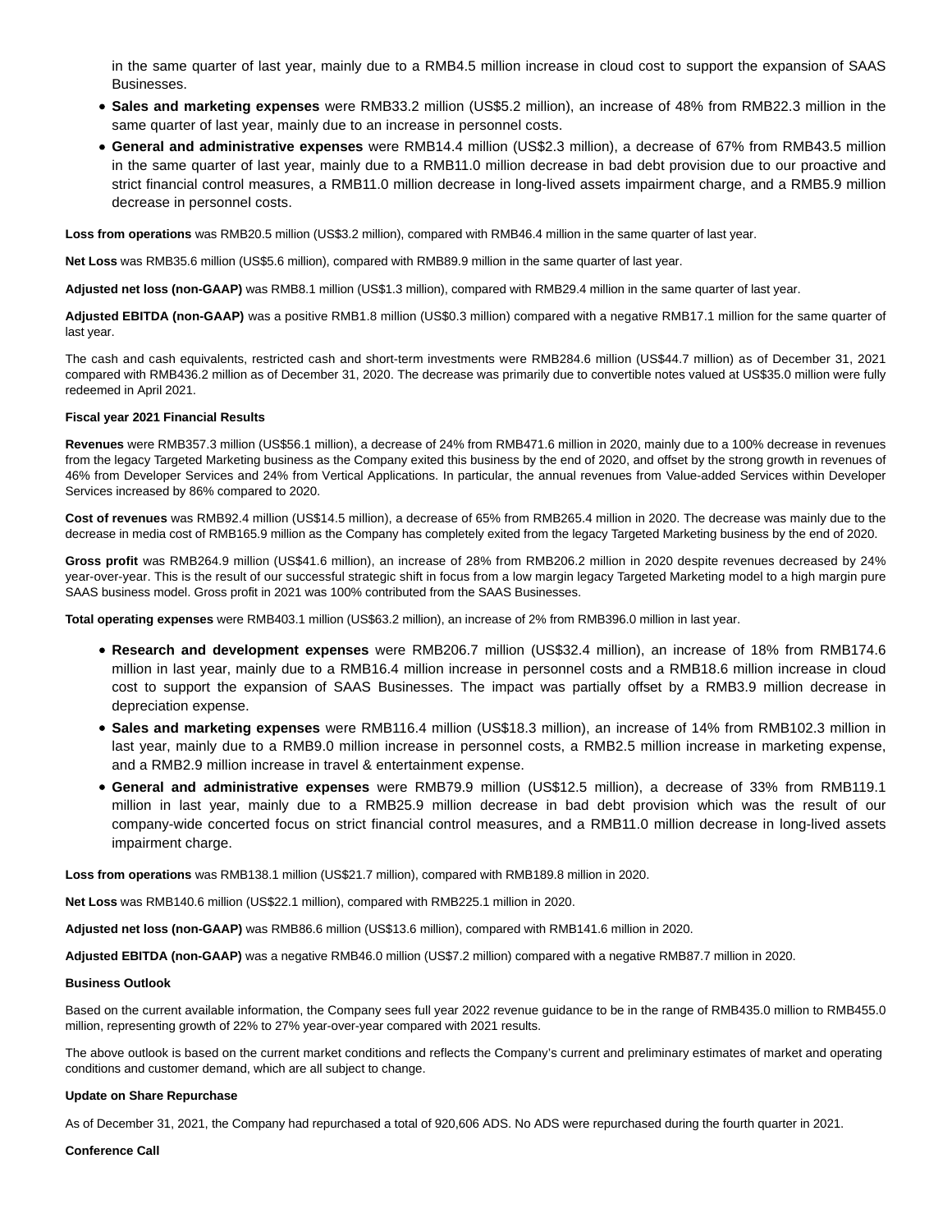in the same quarter of last year, mainly due to a RMB4.5 million increase in cloud cost to support the expansion of SAAS Businesses.

- **Sales and marketing expenses** were RMB33.2 million (US$5.2 million), an increase of 48% from RMB22.3 million in the same quarter of last year, mainly due to an increase in personnel costs.
- **General and administrative expenses** were RMB14.4 million (US$2.3 million), a decrease of 67% from RMB43.5 million in the same quarter of last year, mainly due to a RMB11.0 million decrease in bad debt provision due to our proactive and strict financial control measures, a RMB11.0 million decrease in long-lived assets impairment charge, and a RMB5.9 million decrease in personnel costs.

**Loss from operations** was RMB20.5 million (US$3.2 million), compared with RMB46.4 million in the same quarter of last year.

**Net Loss** was RMB35.6 million (US$5.6 million), compared with RMB89.9 million in the same quarter of last year.

**Adjusted net loss (non-GAAP)** was RMB8.1 million (US$1.3 million), compared with RMB29.4 million in the same quarter of last year.

**Adjusted EBITDA (non-GAAP)** was a positive RMB1.8 million (US$0.3 million) compared with a negative RMB17.1 million for the same quarter of last year.

The cash and cash equivalents, restricted cash and short-term investments were RMB284.6 million (US$44.7 million) as of December 31, 2021 compared with RMB436.2 million as of December 31, 2020. The decrease was primarily due to convertible notes valued at US$35.0 million were fully redeemed in April 2021.

**Fiscal year 2021 Financial Results**

**Revenues** were RMB357.3 million (US$56.1 million), a decrease of 24% from RMB471.6 million in 2020, mainly due to a 100% decrease in revenues from the legacy Targeted Marketing business as the Company exited this business by the end of 2020, and offset by the strong growth in revenues of 46% from Developer Services and 24% from Vertical Applications. In particular, the annual revenues from Value-added Services within Developer Services increased by 86% compared to 2020.

**Cost of revenues** was RMB92.4 million (US$14.5 million), a decrease of 65% from RMB265.4 million in 2020. The decrease was mainly due to the decrease in media cost of RMB165.9 million as the Company has completely exited from the legacy Targeted Marketing business by the end of 2020.

**Gross profit** was RMB264.9 million (US$41.6 million), an increase of 28% from RMB206.2 million in 2020 despite revenues decreased by 24% year-over-year. This is the result of our successful strategic shift in focus from a low margin legacy Targeted Marketing model to a high margin pure SAAS business model. Gross profit in 2021 was 100% contributed from the SAAS Businesses.

**Total operating expenses** were RMB403.1 million (US$63.2 million), an increase of 2% from RMB396.0 million in last year.

- **Research and development expenses** were RMB206.7 million (US$32.4 million), an increase of 18% from RMB174.6 million in last year, mainly due to a RMB16.4 million increase in personnel costs and a RMB18.6 million increase in cloud cost to support the expansion of SAAS Businesses. The impact was partially offset by a RMB3.9 million decrease in depreciation expense.
- **Sales and marketing expenses** were RMB116.4 million (US$18.3 million), an increase of 14% from RMB102.3 million in last year, mainly due to a RMB9.0 million increase in personnel costs, a RMB2.5 million increase in marketing expense, and a RMB2.9 million increase in travel & entertainment expense.
- **General and administrative expenses** were RMB79.9 million (US$12.5 million), a decrease of 33% from RMB119.1 million in last year, mainly due to a RMB25.9 million decrease in bad debt provision which was the result of our company-wide concerted focus on strict financial control measures, and a RMB11.0 million decrease in long-lived assets impairment charge.

**Loss from operations** was RMB138.1 million (US$21.7 million), compared with RMB189.8 million in 2020.

**Net Loss** was RMB140.6 million (US$22.1 million), compared with RMB225.1 million in 2020.

**Adjusted net loss (non-GAAP)** was RMB86.6 million (US$13.6 million), compared with RMB141.6 million in 2020.

**Adjusted EBITDA (non-GAAP)** was a negative RMB46.0 million (US$7.2 million) compared with a negative RMB87.7 million in 2020.

**Business Outlook**

Based on the current available information, the Company sees full year 2022 revenue guidance to be in the range of RMB435.0 million to RMB455.0 million, representing growth of 22% to 27% year-over-year compared with 2021 results.

The above outlook is based on the current market conditions and reflects the Company's current and preliminary estimates of market and operating conditions and customer demand, which are all subject to change.

**Update on Share Repurchase**

As of December 31, 2021, the Company had repurchased a total of 920,606 ADS. No ADS were repurchased during the fourth quarter in 2021.

**Conference Call**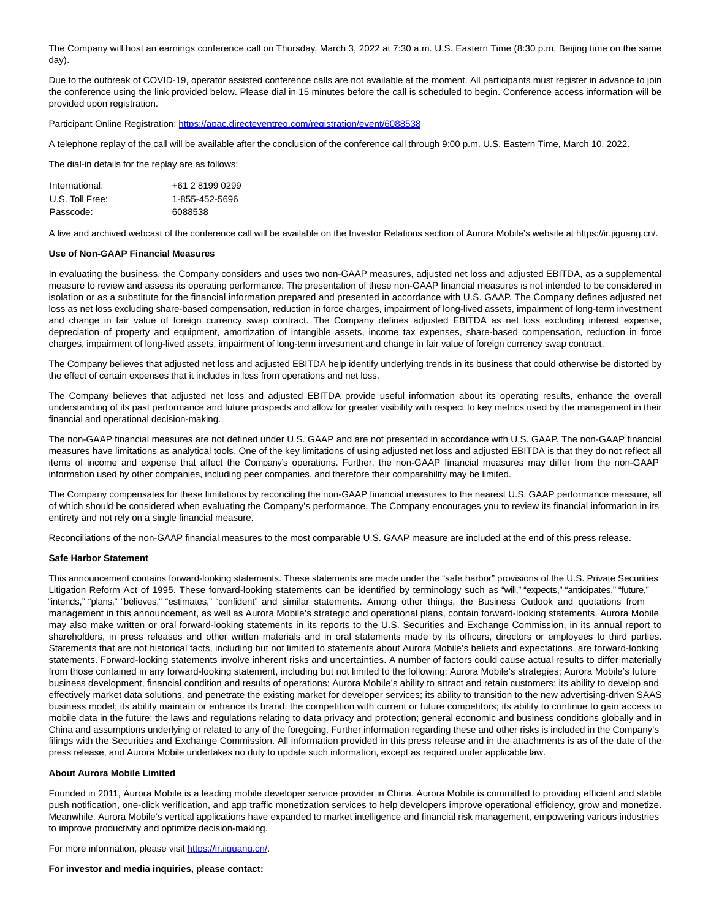The Company will host an earnings conference call on Thursday, March 3, 2022 at 7:30 a.m. U.S. Eastern Time (8:30 p.m. Beijing time on the same day).

Due to the outbreak of COVID-19, operator assisted conference calls are not available at the moment. All participants must register in advance to join the conference using the link provided below. Please dial in 15 minutes before the call is scheduled to begin. Conference access information will be provided upon registration.

Participant Online Registration: https://apac.directeventreg.com/registration/event/6088538

A telephone replay of the call will be available after the conclusion of the conference call through 9:00 p.m. U.S. Eastern Time, March 10, 2022.

The dial-in details for the replay are as follows:

| | |
|---|---|
| International: | +61 2 8199 0299 |
| U.S. Toll Free: | 1-855-452-5696 |
| Passcode: | 6088538 |

A live and archived webcast of the conference call will be available on the Investor Relations section of Aurora Mobile's website at https://ir.jiguang.cn/.

**Use of Non-GAAP Financial Measures**

In evaluating the business, the Company considers and uses two non-GAAP measures, adjusted net loss and adjusted EBITDA, as a supplemental measure to review and assess its operating performance. The presentation of these non-GAAP financial measures is not intended to be considered in isolation or as a substitute for the financial information prepared and presented in accordance with U.S. GAAP. The Company defines adjusted net loss as net loss excluding share-based compensation, reduction in force charges, impairment of long-lived assets, impairment of long-term investment and change in fair value of foreign currency swap contract. The Company defines adjusted EBITDA as net loss excluding interest expense, depreciation of property and equipment, amortization of intangible assets, income tax expenses, share-based compensation, reduction in force charges, impairment of long-lived assets, impairment of long-term investment and change in fair value of foreign currency swap contract.

The Company believes that adjusted net loss and adjusted EBITDA help identify underlying trends in its business that could otherwise be distorted by the effect of certain expenses that it includes in loss from operations and net loss.

The Company believes that adjusted net loss and adjusted EBITDA provide useful information about its operating results, enhance the overall understanding of its past performance and future prospects and allow for greater visibility with respect to key metrics used by the management in their financial and operational decision-making.

The non-GAAP financial measures are not defined under U.S. GAAP and are not presented in accordance with U.S. GAAP. The non-GAAP financial measures have limitations as analytical tools. One of the key limitations of using adjusted net loss and adjusted EBITDA is that they do not reflect all items of income and expense that affect the Company's operations. Further, the non-GAAP financial measures may differ from the non-GAAP information used by other companies, including peer companies, and therefore their comparability may be limited.

The Company compensates for these limitations by reconciling the non-GAAP financial measures to the nearest U.S. GAAP performance measure, all of which should be considered when evaluating the Company's performance. The Company encourages you to review its financial information in its entirety and not rely on a single financial measure.

Reconciliations of the non-GAAP financial measures to the most comparable U.S. GAAP measure are included at the end of this press release.

**Safe Harbor Statement**

This announcement contains forward-looking statements. These statements are made under the "safe harbor" provisions of the U.S. Private Securities Litigation Reform Act of 1995. These forward-looking statements can be identified by terminology such as "will," "expects," "anticipates," "future," "intends," "plans," "believes," "estimates," "confident" and similar statements. Among other things, the Business Outlook and quotations from management in this announcement, as well as Aurora Mobile's strategic and operational plans, contain forward-looking statements. Aurora Mobile may also make written or oral forward-looking statements in its reports to the U.S. Securities and Exchange Commission, in its annual report to shareholders, in press releases and other written materials and in oral statements made by its officers, directors or employees to third parties. Statements that are not historical facts, including but not limited to statements about Aurora Mobile's beliefs and expectations, are forward-looking statements. Forward-looking statements involve inherent risks and uncertainties. A number of factors could cause actual results to differ materially from those contained in any forward-looking statement, including but not limited to the following: Aurora Mobile's strategies; Aurora Mobile's future business development, financial condition and results of operations; Aurora Mobile's ability to attract and retain customers; its ability to develop and effectively market data solutions, and penetrate the existing market for developer services; its ability to transition to the new advertising-driven SAAS business model; its ability maintain or enhance its brand; the competition with current or future competitors; its ability to continue to gain access to mobile data in the future; the laws and regulations relating to data privacy and protection; general economic and business conditions globally and in China and assumptions underlying or related to any of the foregoing. Further information regarding these and other risks is included in the Company's filings with the Securities and Exchange Commission. All information provided in this press release and in the attachments is as of the date of the press release, and Aurora Mobile undertakes no duty to update such information, except as required under applicable law.

**About Aurora Mobile Limited**

Founded in 2011, Aurora Mobile is a leading mobile developer service provider in China. Aurora Mobile is committed to providing efficient and stable push notification, one-click verification, and app traffic monetization services to help developers improve operational efficiency, grow and monetize. Meanwhile, Aurora Mobile's vertical applications have expanded to market intelligence and financial risk management, empowering various industries to improve productivity and optimize decision-making.

For more information, please visit https://ir.jiguang.cn/.

**For investor and media inquiries, please contact:**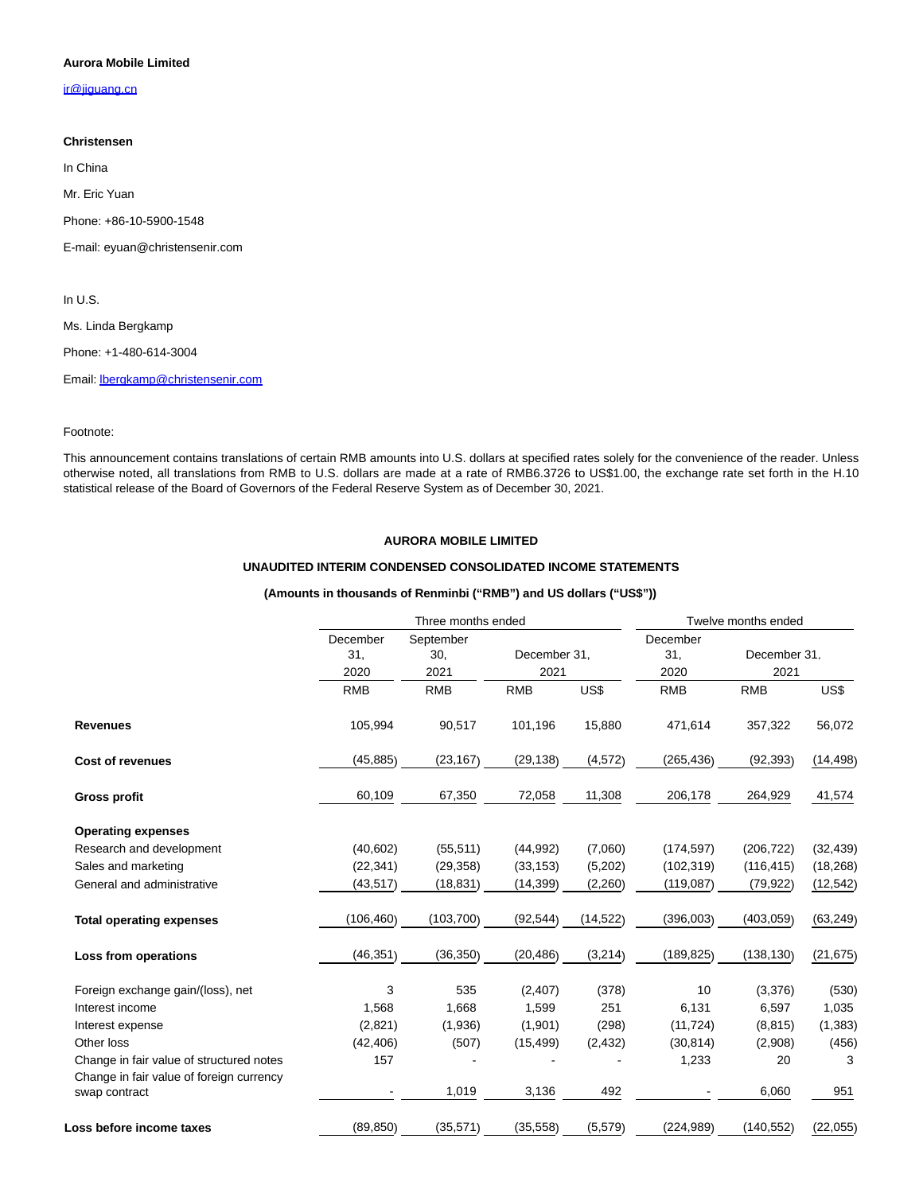**Aurora Mobile Limited**

ir@jiguang.cn

**Christensen**

In China

Mr. Eric Yuan

Phone: +86-10-5900-1548

E-mail: eyuan@christensenir.com

In U.S.

Ms. Linda Bergkamp

Phone: +1-480-614-3004

Email: lbergkamp@christensenir.com

Footnote:

This announcement contains translations of certain RMB amounts into U.S. dollars at specified rates solely for the convenience of the reader. Unless otherwise noted, all translations from RMB to U.S. dollars are made at a rate of RMB6.3726 to US$1.00, the exchange rate set forth in the H.10 statistical release of the Board of Governors of the Federal Reserve System as of December 30, 2021.

**AURORA MOBILE LIMITED**

**UNAUDITED INTERIM CONDENSED CONSOLIDATED INCOME STATEMENTS**

**(Amounts in thousands of Renminbi ("RMB") and US dollars ("US$"))**

| | Three months ended | | | | Twelve months ended | | |
|---|---|---|---|---|---|---|---|
| | December 31, 2020 | September 30, 2021 | December 31, 2021 | | December 31, 2020 | December 31, 2021 | |
| | RMB | RMB | RMB | US$ | RMB | RMB | US$ |
| **Revenues** | 105,994 | 90,517 | 101,196 | 15,880 | 471,614 | 357,322 | 56,072 |
| **Cost of revenues** | (45,885) | (23,167) | (29,138) | (4,572) | (265,436) | (92,393) | (14,498) |
| **Gross profit** | 60,109 | 67,350 | 72,058 | 11,308 | 206,178 | 264,929 | 41,574 |
| **Operating expenses** | | | | | | | |
| Research and development | (40,602) | (55,511) | (44,992) | (7,060) | (174,597) | (206,722) | (32,439) |
| Sales and marketing | (22,341) | (29,358) | (33,153) | (5,202) | (102,319) | (116,415) | (18,268) |
| General and administrative | (43,517) | (18,831) | (14,399) | (2,260) | (119,087) | (79,922) | (12,542) |
| **Total operating expenses** | (106,460) | (103,700) | (92,544) | (14,522) | (396,003) | (403,059) | (63,249) |
| **Loss from operations** | (46,351) | (36,350) | (20,486) | (3,214) | (189,825) | (138,130) | (21,675) |
| Foreign exchange gain/(loss), net | 3 | 535 | (2,407) | (378) | 10 | (3,376) | (530) |
| Interest income | 1,568 | 1,668 | 1,599 | 251 | 6,131 | 6,597 | 1,035 |
| Interest expense | (2,821) | (1,936) | (1,901) | (298) | (11,724) | (8,815) | (1,383) |
| Other loss | (42,406) | (507) | (15,499) | (2,432) | (30,814) | (2,908) | (456) |
| Change in fair value of structured notes | 157 | - | - | - | 1,233 | 20 | 3 |
| Change in fair value of foreign currency swap contract | - | 1,019 | 3,136 | 492 | - | 6,060 | 951 |
| **Loss before income taxes** | (89,850) | (35,571) | (35,558) | (5,579) | (224,989) | (140,552) | (22,055) |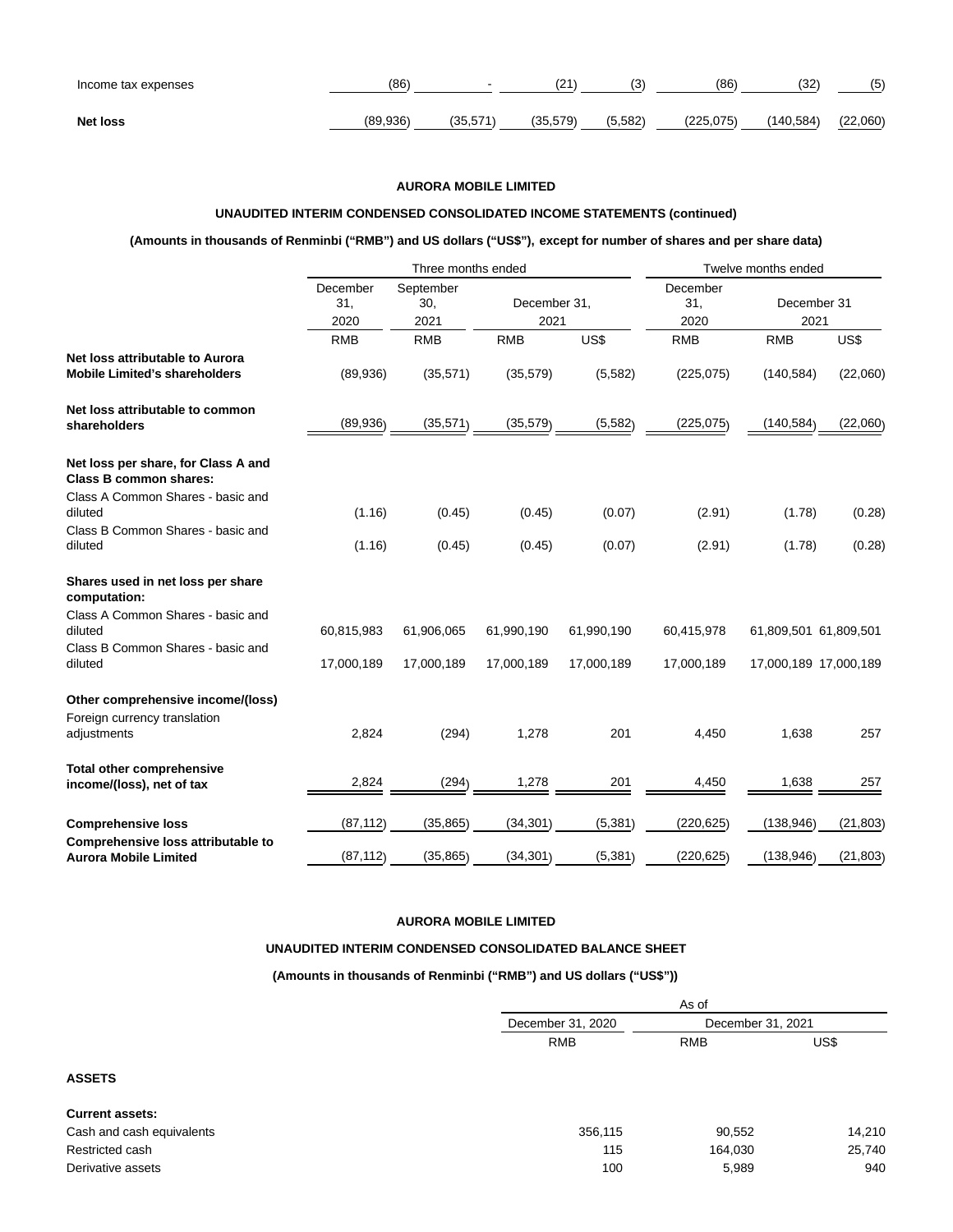| | | | | | | | |
|---|---|---|---|---|---|---|---|
| Income tax expenses | (86) | - | (21) | (3) | (86) | (32) | (5) |
| **Net loss** | (89,936) | (35,571) | (35,579) | (5,582) | (225,075) | (140,584) | (22,060) |

**AURORA MOBILE LIMITED**

**UNAUDITED INTERIM CONDENSED CONSOLIDATED INCOME STATEMENTS (continued)**

**(Amounts in thousands of Renminbi ("RMB") and US dollars ("US$"), except for number of shares and per share data)**

| | Three months ended | | | | Twelve months ended | | |
|---|---|---|---|---|---|---|---|
| | December 31, 2020 | September 30, 2021 | December 31, 2021 | | December 31, 2020 | December 31 2021 | |
| | RMB | RMB | RMB | US$ | RMB | RMB | US$ |
| **Net loss attributable to Aurora Mobile Limited's shareholders** | (89,936) | (35,571) | (35,579) | (5,582) | (225,075) | (140,584) | (22,060) |
| **Net loss attributable to common shareholders** | (89,936) | (35,571) | (35,579) | (5,582) | (225,075) | (140,584) | (22,060) |
| **Net loss per share, for Class A and Class B common shares:** | | | | | | | |
| Class A Common Shares - basic and diluted | (1.16) | (0.45) | (0.45) | (0.07) | (2.91) | (1.78) | (0.28) |
| Class B Common Shares - basic and diluted | (1.16) | (0.45) | (0.45) | (0.07) | (2.91) | (1.78) | (0.28) |
| **Shares used in net loss per share computation:** | | | | | | | |
| Class A Common Shares - basic and diluted | 60,815,983 | 61,906,065 | 61,990,190 | 61,990,190 | 60,415,978 | 61,809,501 | 61,809,501 |
| Class B Common Shares - basic and diluted | 17,000,189 | 17,000,189 | 17,000,189 | 17,000,189 | 17,000,189 | 17,000,189 | 17,000,189 |
| **Other comprehensive income/(loss)** | | | | | | | |
| Foreign currency translation adjustments | 2,824 | (294) | 1,278 | 201 | 4,450 | 1,638 | 257 |
| **Total other comprehensive income/(loss), net of tax** | 2,824 | (294) | 1,278 | 201 | 4,450 | 1,638 | 257 |
| **Comprehensive loss** | (87,112) | (35,865) | (34,301) | (5,381) | (220,625) | (138,946) | (21,803) |
| **Comprehensive loss attributable to Aurora Mobile Limited** | (87,112) | (35,865) | (34,301) | (5,381) | (220,625) | (138,946) | (21,803) |

**AURORA MOBILE LIMITED**

**UNAUDITED INTERIM CONDENSED CONSOLIDATED BALANCE SHEET**

**(Amounts in thousands of Renminbi ("RMB") and US dollars ("US$"))**

| | As of | | |
|---|---|---|---|
| | December 31, 2020 | December 31, 2021 | |
| | RMB | RMB | US$ |
| **ASSETS** | | | |
| **Current assets:** | | | |
| Cash and cash equivalents | 356,115 | 90,552 | 14,210 |
| Restricted cash | 115 | 164,030 | 25,740 |
| Derivative assets | 100 | 5,989 | 940 |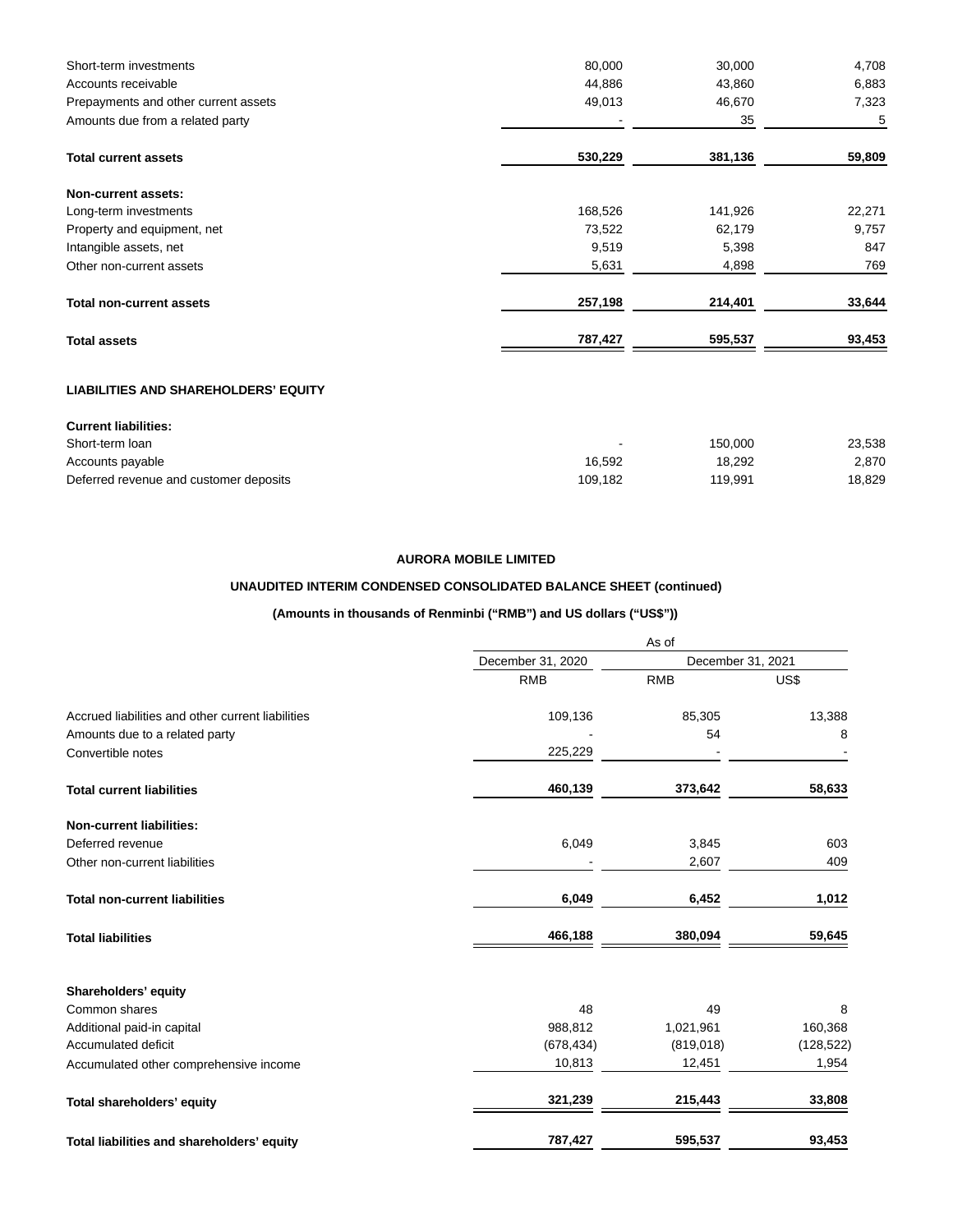| | | | |
|---|---|---|---|
| Short-term investments | 80,000 | 30,000 | 4,708 |
| Accounts receivable | 44,886 | 43,860 | 6,883 |
| Prepayments and other current assets | 49,013 | 46,670 | 7,323 |
| Amounts due from a related party | - | 35 | 5 |
| **Total current assets** | **530,229** | **381,136** | **59,809** |
| **Non-current assets:** | | | |
| Long-term investments | 168,526 | 141,926 | 22,271 |
| Property and equipment, net | 73,522 | 62,179 | 9,757 |
| Intangible assets, net | 9,519 | 5,398 | 847 |
| Other non-current assets | 5,631 | 4,898 | 769 |
| **Total non-current assets** | **257,198** | **214,401** | **33,644** |
| **Total assets** | **787,427** | **595,537** | **93,453** |
| **LIABILITIES AND SHAREHOLDERS' EQUITY** | | | |
| **Current liabilities:** | | | |
| Short-term loan | - | 150,000 | 23,538 |
| Accounts payable | 16,592 | 18,292 | 2,870 |
| Deferred revenue and customer deposits | 109,182 | 119,991 | 18,829 |

**AURORA MOBILE LIMITED**

**UNAUDITED INTERIM CONDENSED CONSOLIDATED BALANCE SHEET (continued)**

**(Amounts in thousands of Renminbi ("RMB") and US dollars ("US$"))**

| | As of | | |
|---|---|---|---|
| | December 31, 2020 | December 31, 2021 | |
| | RMB | RMB | US$ |
| Accrued liabilities and other current liabilities | 109,136 | 85,305 | 13,388 |
| Amounts due to a related party | - | 54 | 8 |
| Convertible notes | 225,229 | - | - |
| **Total current liabilities** | **460,139** | **373,642** | **58,633** |
| **Non-current liabilities:** | | | |
| Deferred revenue | 6,049 | 3,845 | 603 |
| Other non-current liabilities | - | 2,607 | 409 |
| **Total non-current liabilities** | **6,049** | **6,452** | **1,012** |
| **Total liabilities** | **466,188** | **380,094** | **59,645** |
| **Shareholders' equity** | | | |
| Common shares | 48 | 49 | 8 |
| Additional paid-in capital | 988,812 | 1,021,961 | 160,368 |
| Accumulated deficit | (678,434) | (819,018) | (128,522) |
| Accumulated other comprehensive income | 10,813 | 12,451 | 1,954 |
| **Total shareholders' equity** | **321,239** | **215,443** | **33,808** |
| **Total liabilities and shareholders' equity** | **787,427** | **595,537** | **93,453** |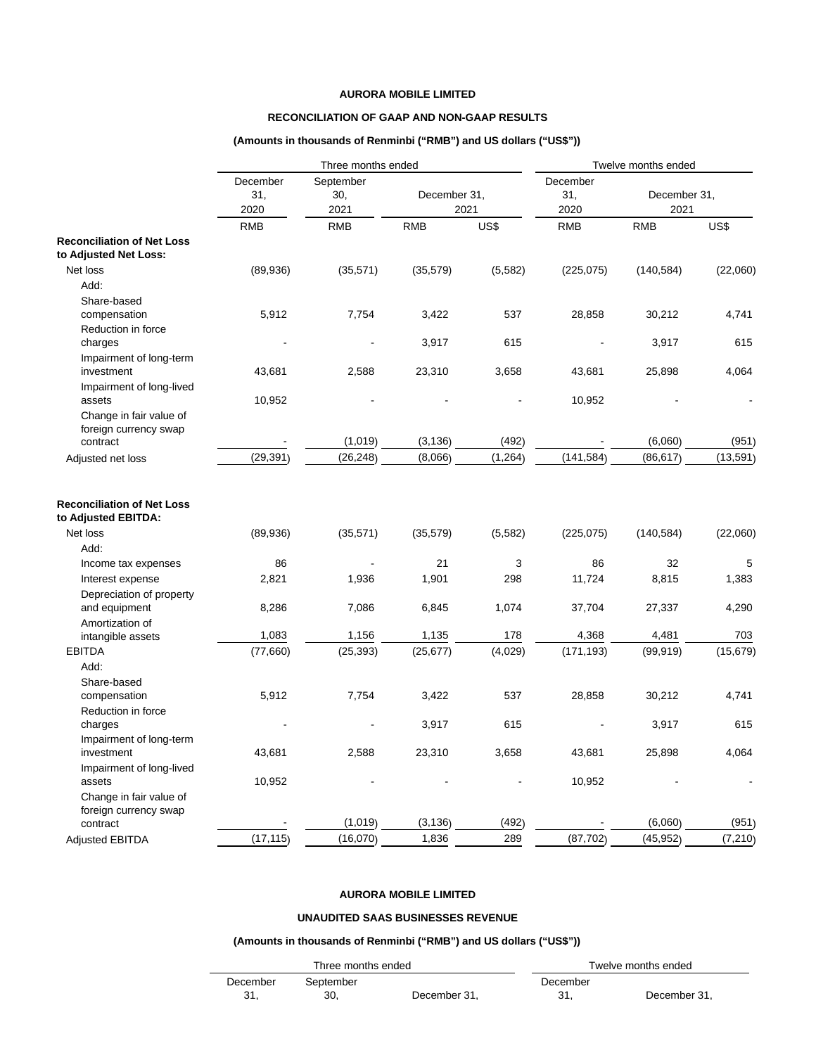**AURORA MOBILE LIMITED**

**RECONCILIATION OF GAAP AND NON-GAAP RESULTS**

**(Amounts in thousands of Renminbi ("RMB") and US dollars ("US$"))**

| | Three months ended | | | | Twelve months ended | | |
|---|---|---|---|---|---|---|---|
| | December 31, 2020 | September 30, 2021 | December 31, 2021 | | December 31, 2020 | December 31, 2021 | |
| | RMB | RMB | RMB | US$ | RMB | RMB | US$ |
| **Reconciliation of Net Loss to Adjusted Net Loss:** | | | | | | | |
| Net loss | (89,936) | (35,571) | (35,579) | (5,582) | (225,075) | (140,584) | (22,060) |
| Add: | | | | | | | |
| Share-based compensation | 5,912 | 7,754 | 3,422 | 537 | 28,858 | 30,212 | 4,741 |
| Reduction in force charges | - | - | 3,917 | 615 | - | 3,917 | 615 |
| Impairment of long-term investment | 43,681 | 2,588 | 23,310 | 3,658 | 43,681 | 25,898 | 4,064 |
| Impairment of long-lived assets | 10,952 | - | - | - | 10,952 | - | - |
| Change in fair value of foreign currency swap contract | - | (1,019) | (3,136) | (492) | - | (6,060) | (951) |
| Adjusted net loss | (29,391) | (26,248) | (8,066) | (1,264) | (141,584) | (86,617) | (13,591) |
| | | | | | | | |
| **Reconciliation of Net Loss to Adjusted EBITDA:** | | | | | | | |
| Net loss | (89,936) | (35,571) | (35,579) | (5,582) | (225,075) | (140,584) | (22,060) |
| Add: | | | | | | | |
| Income tax expenses | 86 | - | 21 | 3 | 86 | 32 | 5 |
| Interest expense | 2,821 | 1,936 | 1,901 | 298 | 11,724 | 8,815 | 1,383 |
| Depreciation of property and equipment | 8,286 | 7,086 | 6,845 | 1,074 | 37,704 | 27,337 | 4,290 |
| Amortization of intangible assets | 1,083 | 1,156 | 1,135 | 178 | 4,368 | 4,481 | 703 |
| EBITDA | (77,660) | (25,393) | (25,677) | (4,029) | (171,193) | (99,919) | (15,679) |
| Add: | | | | | | | |
| Share-based compensation | 5,912 | 7,754 | 3,422 | 537 | 28,858 | 30,212 | 4,741 |
| Reduction in force charges | - | - | 3,917 | 615 | - | 3,917 | 615 |
| Impairment of long-term investment | 43,681 | 2,588 | 23,310 | 3,658 | 43,681 | 25,898 | 4,064 |
| Impairment of long-lived assets | 10,952 | - | - | - | 10,952 | - | - |
| Change in fair value of foreign currency swap contract | - | (1,019) | (3,136) | (492) | - | (6,060) | (951) |
| Adjusted EBITDA | (17,115) | (16,070) | 1,836 | 289 | (87,702) | (45,952) | (7,210) |

**AURORA MOBILE LIMITED**

**UNAUDITED SAAS BUSINESSES REVENUE**

**(Amounts in thousands of Renminbi ("RMB") and US dollars ("US$"))**

| Three months ended | | | Twelve months ended | |
|---|---|---|---|---|
| December 31, | September 30, | December 31, | December 31, | December 31, |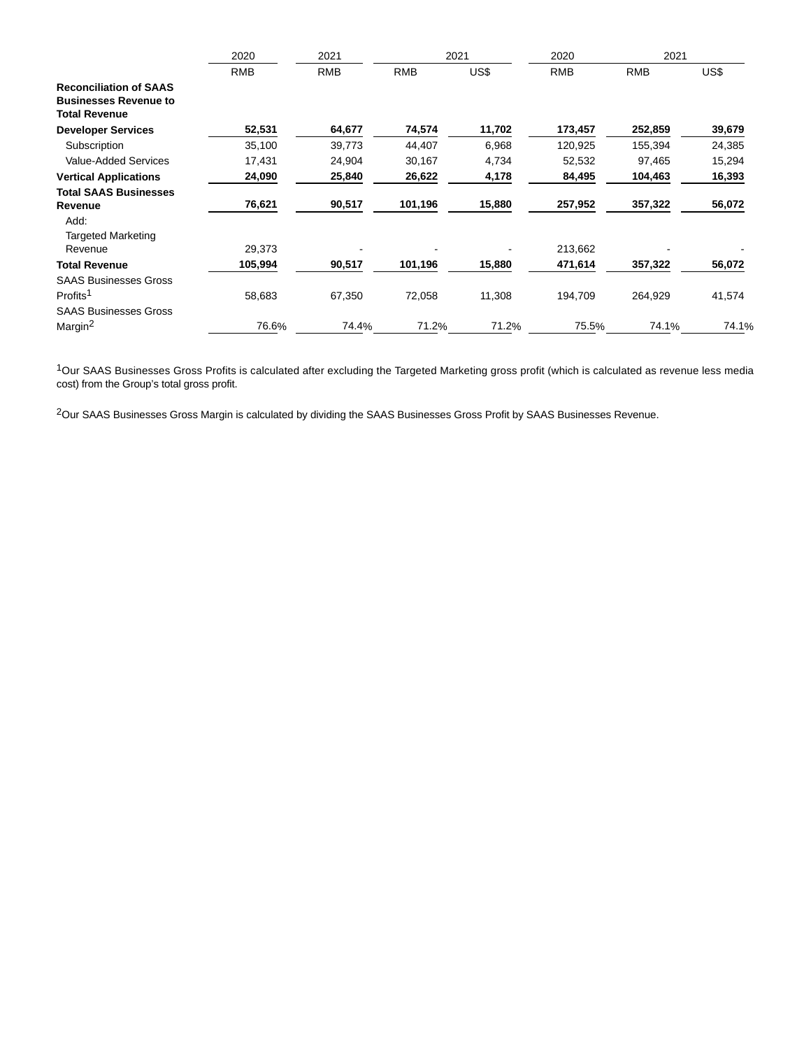| | 2020 | 2021 | 2021 | | 2020 | 2021 | |
|---|---|---|---|---|---|---|---|
| | RMB | RMB | RMB | US$ | RMB | RMB | US$ |
| **Reconciliation of SAAS Businesses Revenue to Total Revenue** | | | | | | | |
| **Developer Services** | **52,531** | **64,677** | **74,574** | **11,702** | **173,457** | **252,859** | **39,679** |
| Subscription | 35,100 | 39,773 | 44,407 | 6,968 | 120,925 | 155,394 | 24,385 |
| Value-Added Services | 17,431 | 24,904 | 30,167 | 4,734 | 52,532 | 97,465 | 15,294 |
| **Vertical Applications** | **24,090** | **25,840** | **26,622** | **4,178** | **84,495** | **104,463** | **16,393** |
| **Total SAAS Businesses Revenue** | **76,621** | **90,517** | **101,196** | **15,880** | **257,952** | **357,322** | **56,072** |
| Add: | | | | | | | |
| Targeted Marketing Revenue | 29,373 | - | - | - | 213,662 | - | - |
| **Total Revenue** | **105,994** | **90,517** | **101,196** | **15,880** | **471,614** | **357,322** | **56,072** |
| SAAS Businesses Gross Profits[1] | 58,683 | 67,350 | 72,058 | 11,308 | 194,709 | 264,929 | 41,574 |
| SAAS Businesses Gross Margin[2] | 76.6% | 74.4% | 71.2% | 71.2% | 75.5% | 74.1% | 74.1% |

[1]Our SAAS Businesses Gross Profits is calculated after excluding the Targeted Marketing gross profit (which is calculated as revenue less media cost) from the Group's total gross profit.

[2]Our SAAS Businesses Gross Margin is calculated by dividing the SAAS Businesses Gross Profit by SAAS Businesses Revenue.